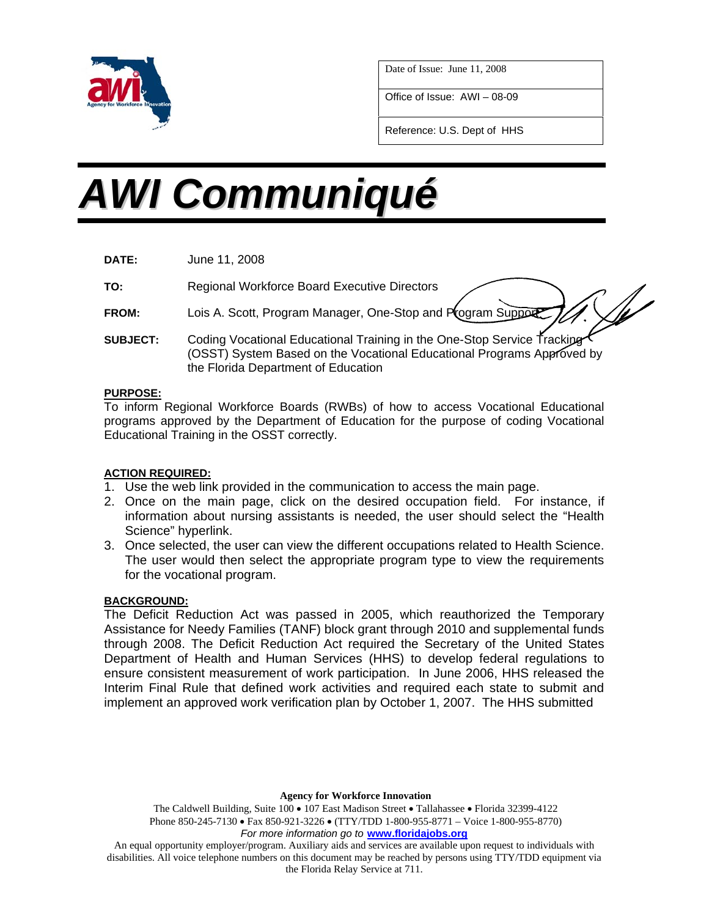| Date of Issue: June 11, 2008 |
| --- |
| Office of Issue: AWI – 08-09 |
| Reference: U.S. Dept of HHS |

# AWI Communiqué

**DATE:** June 11, 2008

**TO:** Regional Workforce Board Executive Directors

**FROM:** Lois A. Scott, Program Manager, One-Stop and Program Support

**SUBJECT:** Coding Vocational Educational Training in the One-Stop Service Tracking (OSST) System Based on the Vocational Educational Programs Approved by the Florida Department of Education

**PURPOSE:**

To inform Regional Workforce Boards (RWBs) of how to access Vocational Educational programs approved by the Department of Education for the purpose of coding Vocational Educational Training in the OSST correctly.

**ACTION REQUIRED:**

1. Use the web link provided in the communication to access the main page.
2. Once on the main page, click on the desired occupation field. For instance, if information about nursing assistants is needed, the user should select the "Health Science" hyperlink.
3. Once selected, the user can view the different occupations related to Health Science. The user would then select the appropriate program type to view the requirements for the vocational program.

**BACKGROUND:**

The Deficit Reduction Act was passed in 2005, which reauthorized the Temporary Assistance for Needy Families (TANF) block grant through 2010 and supplemental funds through 2008. The Deficit Reduction Act required the Secretary of the United States Department of Health and Human Services (HHS) to develop federal regulations to ensure consistent measurement of work participation. In June 2006, HHS released the Interim Final Rule that defined work activities and required each state to submit and implement an approved work verification plan by October 1, 2007. The HHS submitted

**Agency for Workforce Innovation**
The Caldwell Building, Suite 100 • 107 East Madison Street • Tallahassee • Florida 32399-4122
Phone 850-245-7130 • Fax 850-921-3226 • (TTY/TDD 1-800-955-8771 – Voice 1-800-955-8770)
*For more information go to* **www.floridajobs.org**
An equal opportunity employer/program. Auxiliary aids and services are available upon request to individuals with disabilities. All voice telephone numbers on this document may be reached by persons using TTY/TDD equipment via the Florida Relay Service at 711.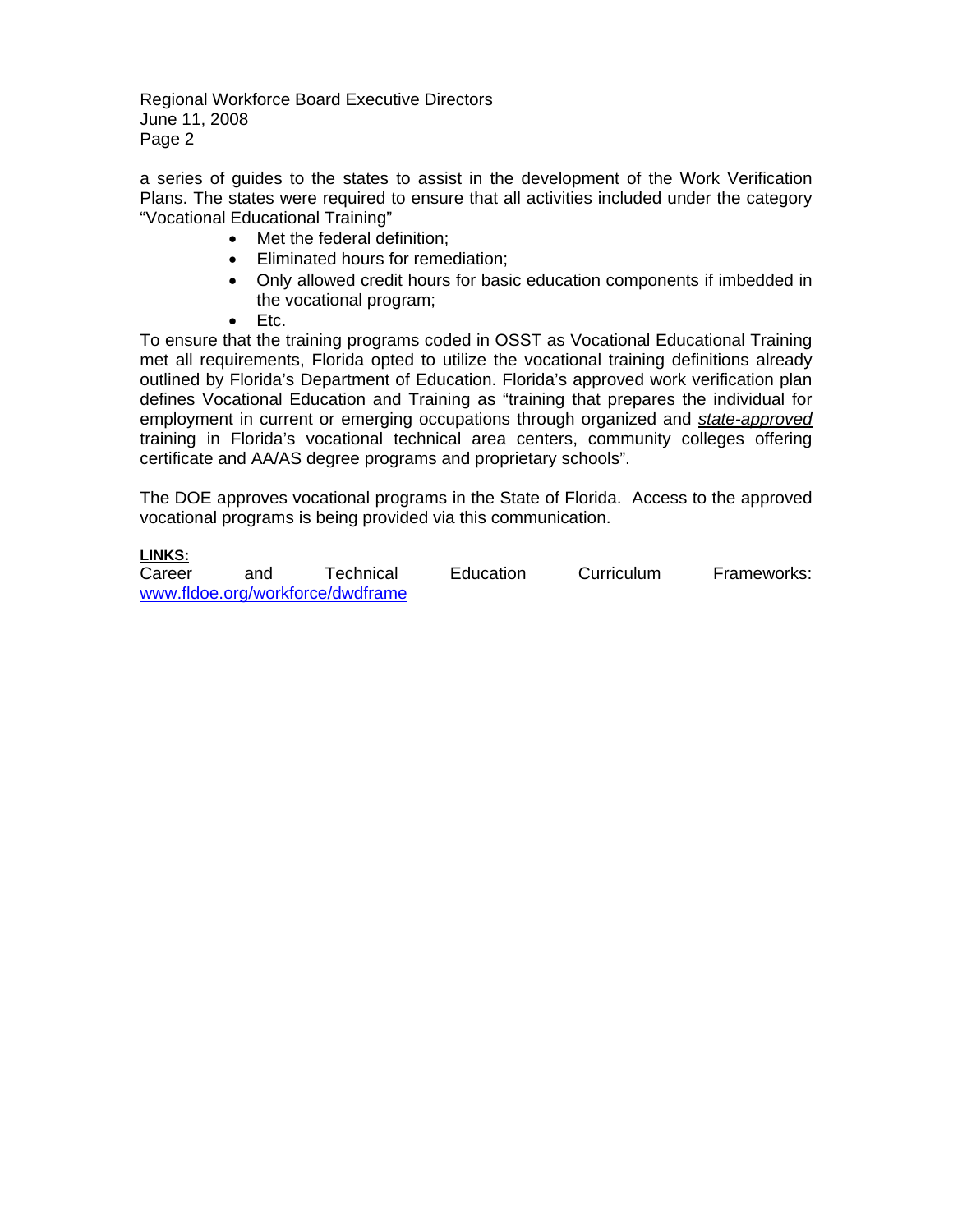a series of guides to the states to assist in the development of the Work Verification Plans. The states were required to ensure that all activities included under the category "Vocational Educational Training"

- Met the federal definition;
- Eliminated hours for remediation;
- Only allowed credit hours for basic education components if imbedded in the vocational program;
- Etc.

To ensure that the training programs coded in OSST as Vocational Educational Training met all requirements, Florida opted to utilize the vocational training definitions already outlined by Florida's Department of Education. Florida's approved work verification plan defines Vocational Education and Training as "training that prepares the individual for employment in current or emerging occupations through organized and ***state-approved*** training in Florida's vocational technical area centers, community colleges offering certificate and AA/AS degree programs and proprietary schools".

The DOE approves vocational programs in the State of Florida. Access to the approved vocational programs is being provided via this communication.

**LINKS:**

Career and Technical Education Curriculum Frameworks: www.fldoe.org/workforce/dwdframe